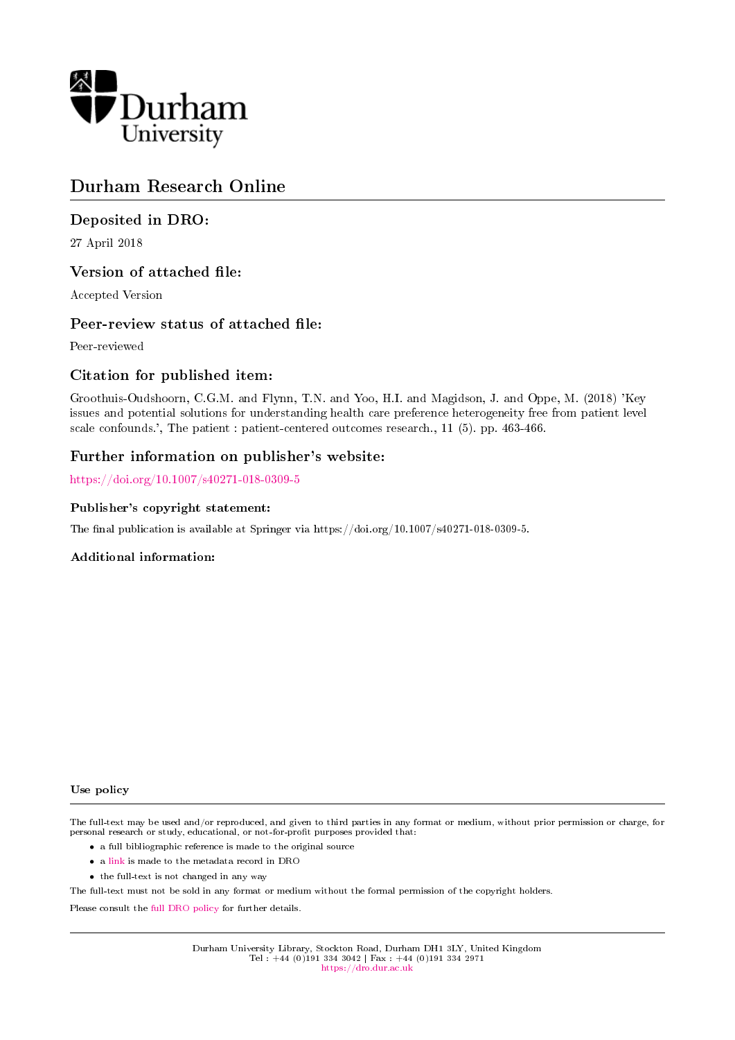Durham University

# Durham Research Online

## Deposited in DRO:

27 April 2018

## Version of attached file:

Accepted Version

## Peer-review status of attached file:

Peer-reviewed

## Citation for published item:

Groothuis-Oudshoorn, C.G.M. and Flynn, T.N. and Yoo, H.I. and Magidson, J. and Oppe, M. (2018) 'Key issues and potential solutions for understanding health care preference heterogeneity free from patient level scale confounds.', The patient : patient-centered outcomes research., 11 (5). pp. 463-466.

## Further information on publisher's website:

https://doi.org/10.1007/s40271-018-0309-5

### Publisher's copyright statement:

The final publication is available at Springer via https://doi.org/10.1007/s40271-018-0309-5.

### Additional information:

### Use policy

The full-text may be used and/or reproduced, and given to third parties in any format or medium, without prior permission or charge, for personal research or study, educational, or not-for-profit purposes provided that:

- a full bibliographic reference is made to the original source
- a link is made to the metadata record in DRO
- the full-text is not changed in any way

The full-text must not be sold in any format or medium without the formal permission of the copyright holders.

Please consult the full DRO policy for further details.

Durham University Library, Stockton Road, Durham DH1 3LY, United Kingdom
Tel : +44 (0)191 334 3042 | Fax : +44 (0)191 334 2971
https://dro.dur.ac.uk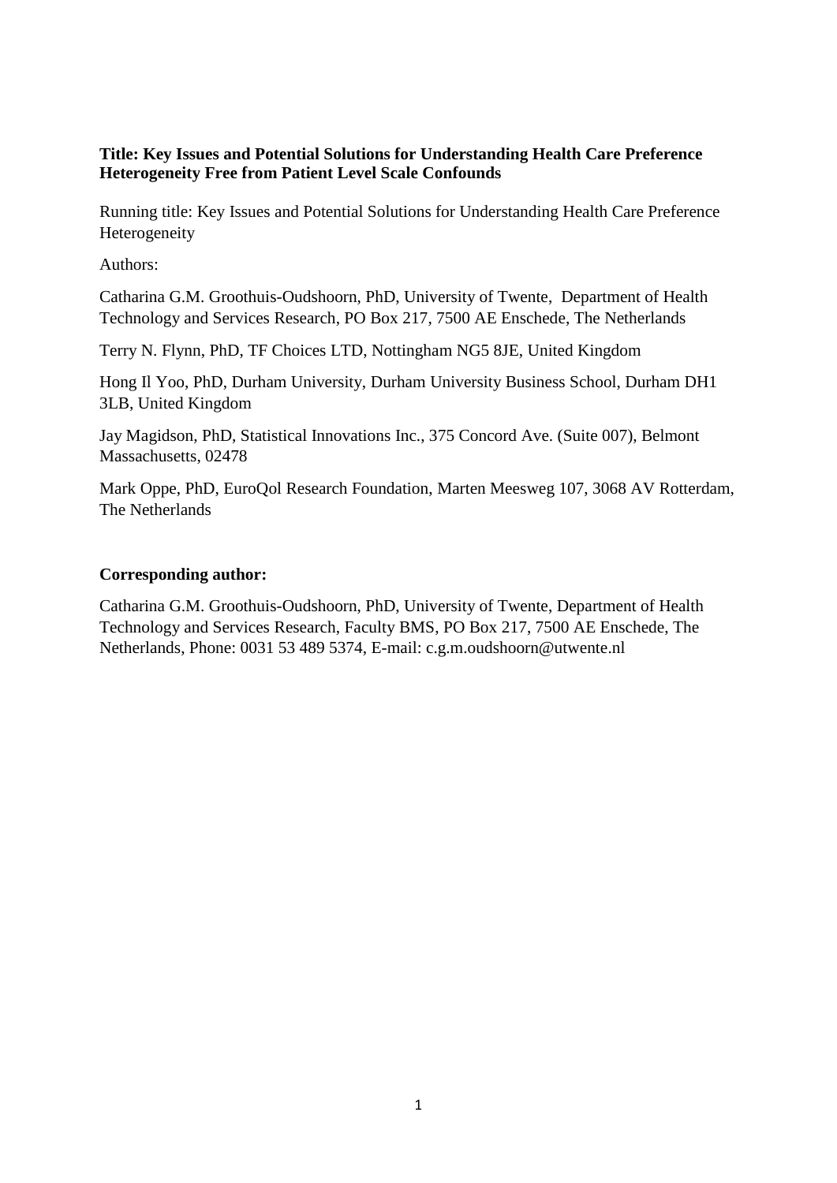**Title: Key Issues and Potential Solutions for Understanding Health Care Preference Heterogeneity Free from Patient Level Scale Confounds**

Running title: Key Issues and Potential Solutions for Understanding Health Care Preference Heterogeneity

Authors:

Catharina G.M. Groothuis-Oudshoorn, PhD, University of Twente, Department of Health Technology and Services Research, PO Box 217, 7500 AE Enschede, The Netherlands

Terry N. Flynn, PhD, TF Choices LTD, Nottingham NG5 8JE, United Kingdom

Hong Il Yoo, PhD, Durham University, Durham University Business School, Durham DH1 3LB, United Kingdom

Jay Magidson, PhD, Statistical Innovations Inc., 375 Concord Ave. (Suite 007), Belmont Massachusetts, 02478

Mark Oppe, PhD, EuroQol Research Foundation, Marten Meesweg 107, 3068 AV Rotterdam, The Netherlands

**Corresponding author:**

Catharina G.M. Groothuis-Oudshoorn, PhD, University of Twente, Department of Health Technology and Services Research, Faculty BMS, PO Box 217, 7500 AE Enschede, The Netherlands, Phone: 0031 53 489 5374, E-mail: c.g.m.oudshoorn@utwente.nl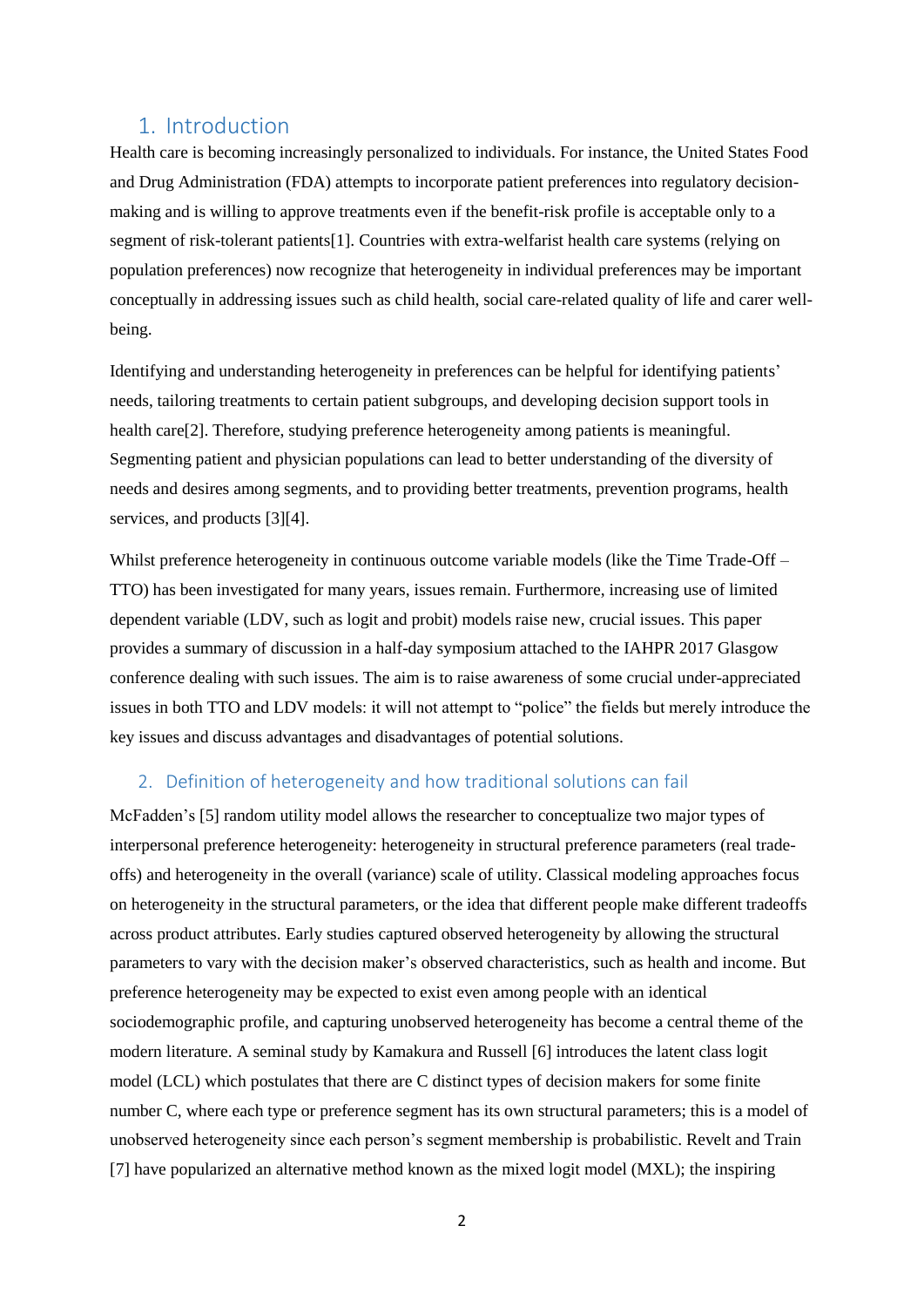## 1. Introduction

Health care is becoming increasingly personalized to individuals. For instance, the United States Food and Drug Administration (FDA) attempts to incorporate patient preferences into regulatory decision-making and is willing to approve treatments even if the benefit-risk profile is acceptable only to a segment of risk-tolerant patients[1]. Countries with extra-welfarist health care systems (relying on population preferences) now recognize that heterogeneity in individual preferences may be important conceptually in addressing issues such as child health, social care-related quality of life and carer well-being.

Identifying and understanding heterogeneity in preferences can be helpful for identifying patients' needs, tailoring treatments to certain patient subgroups, and developing decision support tools in health care[2]. Therefore, studying preference heterogeneity among patients is meaningful. Segmenting patient and physician populations can lead to better understanding of the diversity of needs and desires among segments, and to providing better treatments, prevention programs, health services, and products [3][4].

Whilst preference heterogeneity in continuous outcome variable models (like the Time Trade-Off – TTO) has been investigated for many years, issues remain. Furthermore, increasing use of limited dependent variable (LDV, such as logit and probit) models raise new, crucial issues. This paper provides a summary of discussion in a half-day symposium attached to the IAHPR 2017 Glasgow conference dealing with such issues. The aim is to raise awareness of some crucial under-appreciated issues in both TTO and LDV models: it will not attempt to "police" the fields but merely introduce the key issues and discuss advantages and disadvantages of potential solutions.

### 2. Definition of heterogeneity and how traditional solutions can fail

McFadden's [5] random utility model allows the researcher to conceptualize two major types of interpersonal preference heterogeneity: heterogeneity in structural preference parameters (real trade-offs) and heterogeneity in the overall (variance) scale of utility. Classical modeling approaches focus on heterogeneity in the structural parameters, or the idea that different people make different tradeoffs across product attributes. Early studies captured observed heterogeneity by allowing the structural parameters to vary with the decision maker's observed characteristics, such as health and income. But preference heterogeneity may be expected to exist even among people with an identical sociodemographic profile, and capturing unobserved heterogeneity has become a central theme of the modern literature. A seminal study by Kamakura and Russell [6] introduces the latent class logit model (LCL) which postulates that there are C distinct types of decision makers for some finite number C, where each type or preference segment has its own structural parameters; this is a model of unobserved heterogeneity since each person's segment membership is probabilistic. Revelt and Train [7] have popularized an alternative method known as the mixed logit model (MXL); the inspiring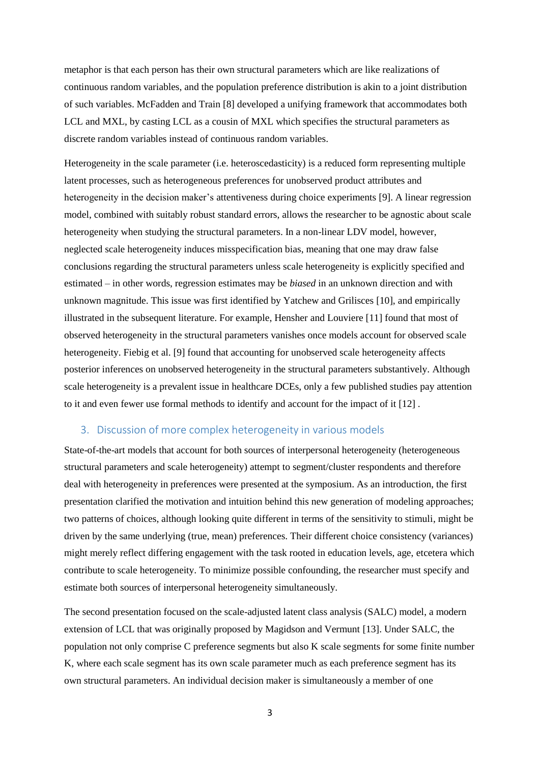metaphor is that each person has their own structural parameters which are like realizations of continuous random variables, and the population preference distribution is akin to a joint distribution of such variables. McFadden and Train [8] developed a unifying framework that accommodates both LCL and MXL, by casting LCL as a cousin of MXL which specifies the structural parameters as discrete random variables instead of continuous random variables.

Heterogeneity in the scale parameter (i.e. heteroscedasticity) is a reduced form representing multiple latent processes, such as heterogeneous preferences for unobserved product attributes and heterogeneity in the decision maker's attentiveness during choice experiments [9]. A linear regression model, combined with suitably robust standard errors, allows the researcher to be agnostic about scale heterogeneity when studying the structural parameters. In a non-linear LDV model, however, neglected scale heterogeneity induces misspecification bias, meaning that one may draw false conclusions regarding the structural parameters unless scale heterogeneity is explicitly specified and estimated – in other words, regression estimates may be *biased* in an unknown direction and with unknown magnitude. This issue was first identified by Yatchew and Grilisces [10], and empirically illustrated in the subsequent literature. For example, Hensher and Louviere [11] found that most of observed heterogeneity in the structural parameters vanishes once models account for observed scale heterogeneity. Fiebig et al. [9] found that accounting for unobserved scale heterogeneity affects posterior inferences on unobserved heterogeneity in the structural parameters substantively. Although scale heterogeneity is a prevalent issue in healthcare DCEs, only a few published studies pay attention to it and even fewer use formal methods to identify and account for the impact of it [12] .

## 3. Discussion of more complex heterogeneity in various models

State-of-the-art models that account for both sources of interpersonal heterogeneity (heterogeneous structural parameters and scale heterogeneity) attempt to segment/cluster respondents and therefore deal with heterogeneity in preferences were presented at the symposium. As an introduction, the first presentation clarified the motivation and intuition behind this new generation of modeling approaches; two patterns of choices, although looking quite different in terms of the sensitivity to stimuli, might be driven by the same underlying (true, mean) preferences. Their different choice consistency (variances) might merely reflect differing engagement with the task rooted in education levels, age, etcetera which contribute to scale heterogeneity. To minimize possible confounding, the researcher must specify and estimate both sources of interpersonal heterogeneity simultaneously.

The second presentation focused on the scale-adjusted latent class analysis (SALC) model, a modern extension of LCL that was originally proposed by Magidson and Vermunt [13]. Under SALC, the population not only comprise C preference segments but also K scale segments for some finite number K, where each scale segment has its own scale parameter much as each preference segment has its own structural parameters. An individual decision maker is simultaneously a member of one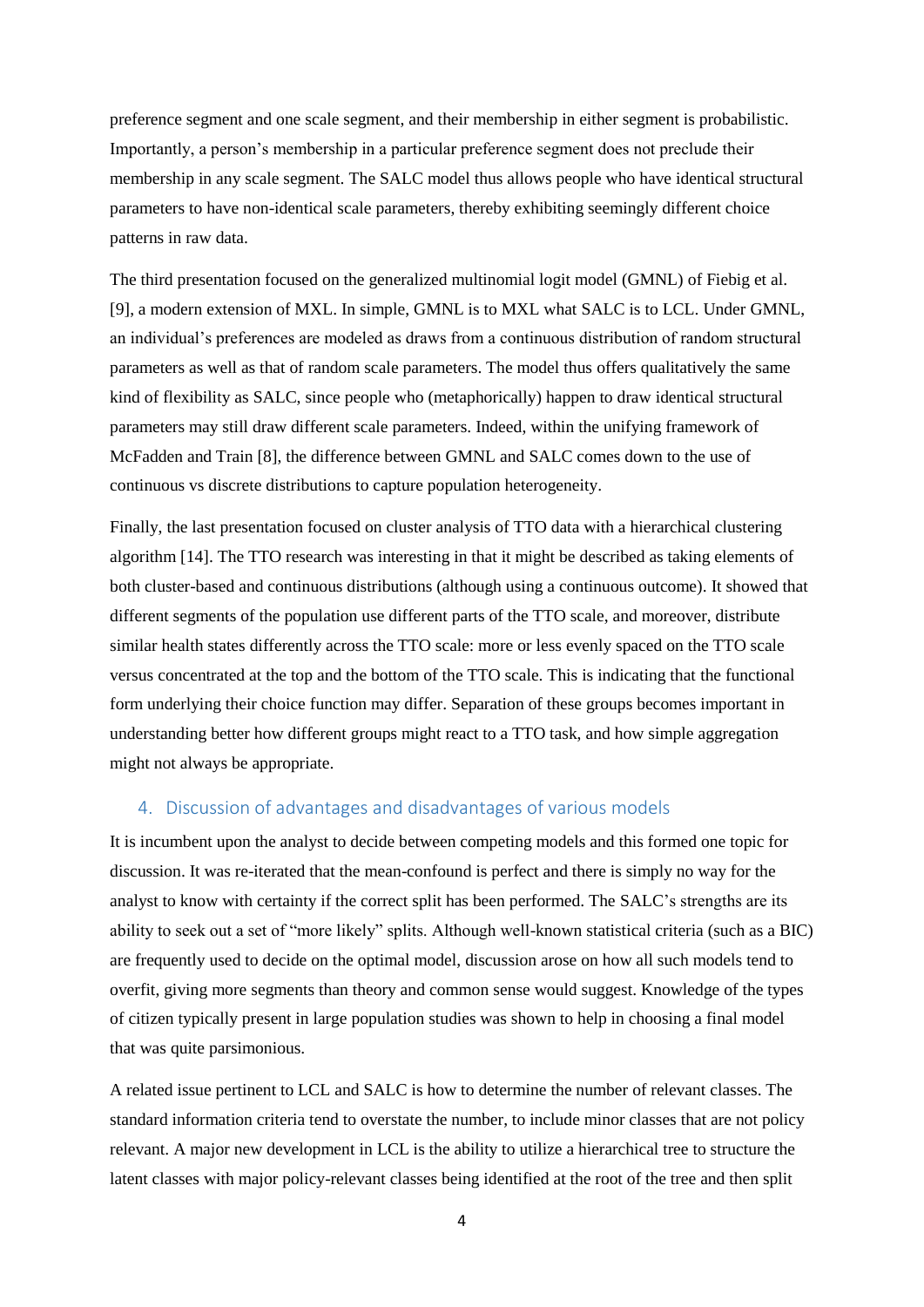preference segment and one scale segment, and their membership in either segment is probabilistic. Importantly, a person's membership in a particular preference segment does not preclude their membership in any scale segment. The SALC model thus allows people who have identical structural parameters to have non-identical scale parameters, thereby exhibiting seemingly different choice patterns in raw data.

The third presentation focused on the generalized multinomial logit model (GMNL) of Fiebig et al. [9], a modern extension of MXL. In simple, GMNL is to MXL what SALC is to LCL. Under GMNL, an individual's preferences are modeled as draws from a continuous distribution of random structural parameters as well as that of random scale parameters. The model thus offers qualitatively the same kind of flexibility as SALC, since people who (metaphorically) happen to draw identical structural parameters may still draw different scale parameters. Indeed, within the unifying framework of McFadden and Train [8], the difference between GMNL and SALC comes down to the use of continuous vs discrete distributions to capture population heterogeneity.

Finally, the last presentation focused on cluster analysis of TTO data with a hierarchical clustering algorithm [14]. The TTO research was interesting in that it might be described as taking elements of both cluster-based and continuous distributions (although using a continuous outcome). It showed that different segments of the population use different parts of the TTO scale, and moreover, distribute similar health states differently across the TTO scale: more or less evenly spaced on the TTO scale versus concentrated at the top and the bottom of the TTO scale. This is indicating that the functional form underlying their choice function may differ. Separation of these groups becomes important in understanding better how different groups might react to a TTO task, and how simple aggregation might not always be appropriate.

## 4. Discussion of advantages and disadvantages of various models

It is incumbent upon the analyst to decide between competing models and this formed one topic for discussion. It was re-iterated that the mean-confound is perfect and there is simply no way for the analyst to know with certainty if the correct split has been performed. The SALC's strengths are its ability to seek out a set of "more likely" splits. Although well-known statistical criteria (such as a BIC) are frequently used to decide on the optimal model, discussion arose on how all such models tend to overfit, giving more segments than theory and common sense would suggest. Knowledge of the types of citizen typically present in large population studies was shown to help in choosing a final model that was quite parsimonious.

A related issue pertinent to LCL and SALC is how to determine the number of relevant classes. The standard information criteria tend to overstate the number, to include minor classes that are not policy relevant. A major new development in LCL is the ability to utilize a hierarchical tree to structure the latent classes with major policy-relevant classes being identified at the root of the tree and then split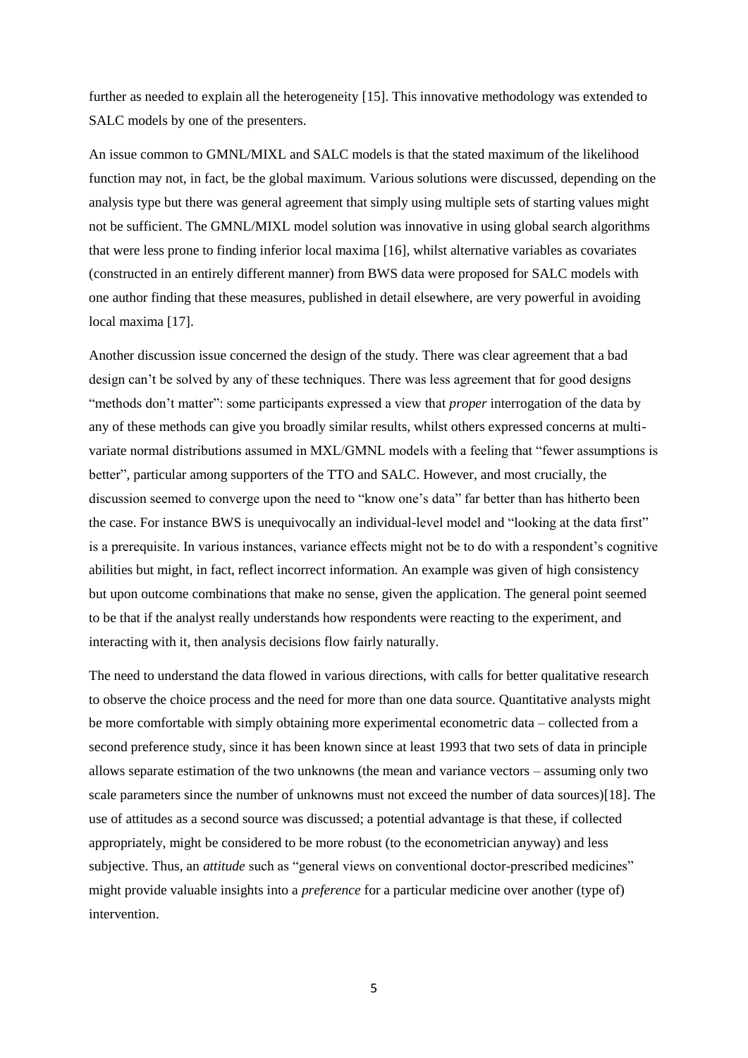further as needed to explain all the heterogeneity [15]. This innovative methodology was extended to SALC models by one of the presenters.

An issue common to GMNL/MIXL and SALC models is that the stated maximum of the likelihood function may not, in fact, be the global maximum. Various solutions were discussed, depending on the analysis type but there was general agreement that simply using multiple sets of starting values might not be sufficient. The GMNL/MIXL model solution was innovative in using global search algorithms that were less prone to finding inferior local maxima [16], whilst alternative variables as covariates (constructed in an entirely different manner) from BWS data were proposed for SALC models with one author finding that these measures, published in detail elsewhere, are very powerful in avoiding local maxima [17].

Another discussion issue concerned the design of the study. There was clear agreement that a bad design can't be solved by any of these techniques. There was less agreement that for good designs "methods don't matter": some participants expressed a view that *proper* interrogation of the data by any of these methods can give you broadly similar results, whilst others expressed concerns at multi-variate normal distributions assumed in MXL/GMNL models with a feeling that "fewer assumptions is better", particular among supporters of the TTO and SALC. However, and most crucially, the discussion seemed to converge upon the need to "know one's data" far better than has hitherto been the case. For instance BWS is unequivocally an individual-level model and "looking at the data first" is a prerequisite. In various instances, variance effects might not be to do with a respondent's cognitive abilities but might, in fact, reflect incorrect information. An example was given of high consistency but upon outcome combinations that make no sense, given the application. The general point seemed to be that if the analyst really understands how respondents were reacting to the experiment, and interacting with it, then analysis decisions flow fairly naturally.

The need to understand the data flowed in various directions, with calls for better qualitative research to observe the choice process and the need for more than one data source. Quantitative analysts might be more comfortable with simply obtaining more experimental econometric data – collected from a second preference study, since it has been known since at least 1993 that two sets of data in principle allows separate estimation of the two unknowns (the mean and variance vectors – assuming only two scale parameters since the number of unknowns must not exceed the number of data sources)[18]. The use of attitudes as a second source was discussed; a potential advantage is that these, if collected appropriately, might be considered to be more robust (to the econometrician anyway) and less subjective. Thus, an *attitude* such as "general views on conventional doctor-prescribed medicines" might provide valuable insights into a *preference* for a particular medicine over another (type of) intervention.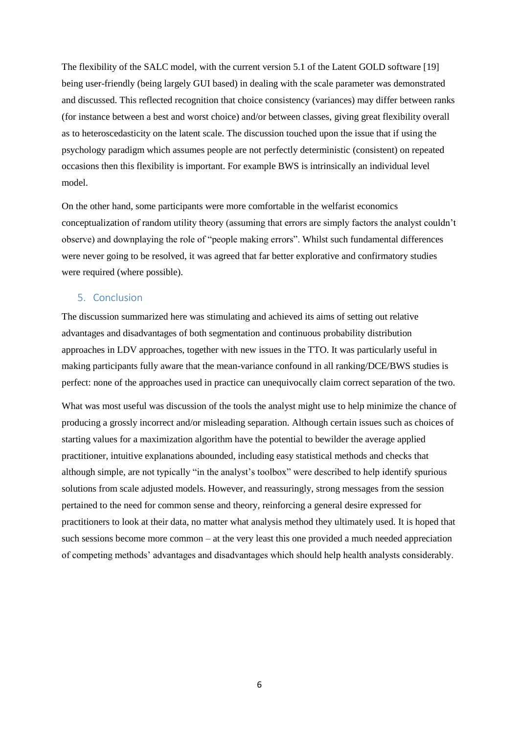The flexibility of the SALC model, with the current version 5.1 of the Latent GOLD software [19] being user-friendly (being largely GUI based) in dealing with the scale parameter was demonstrated and discussed. This reflected recognition that choice consistency (variances) may differ between ranks (for instance between a best and worst choice) and/or between classes, giving great flexibility overall as to heteroscedasticity on the latent scale. The discussion touched upon the issue that if using the psychology paradigm which assumes people are not perfectly deterministic (consistent) on repeated occasions then this flexibility is important. For example BWS is intrinsically an individual level model.

On the other hand, some participants were more comfortable in the welfarist economics conceptualization of random utility theory (assuming that errors are simply factors the analyst couldn't observe) and downplaying the role of "people making errors". Whilst such fundamental differences were never going to be resolved, it was agreed that far better explorative and confirmatory studies were required (where possible).

## 5. Conclusion

The discussion summarized here was stimulating and achieved its aims of setting out relative advantages and disadvantages of both segmentation and continuous probability distribution approaches in LDV approaches, together with new issues in the TTO. It was particularly useful in making participants fully aware that the mean-variance confound in all ranking/DCE/BWS studies is perfect: none of the approaches used in practice can unequivocally claim correct separation of the two.

What was most useful was discussion of the tools the analyst might use to help minimize the chance of producing a grossly incorrect and/or misleading separation. Although certain issues such as choices of starting values for a maximization algorithm have the potential to bewilder the average applied practitioner, intuitive explanations abounded, including easy statistical methods and checks that although simple, are not typically "in the analyst's toolbox" were described to help identify spurious solutions from scale adjusted models. However, and reassuringly, strong messages from the session pertained to the need for common sense and theory, reinforcing a general desire expressed for practitioners to look at their data, no matter what analysis method they ultimately used. It is hoped that such sessions become more common – at the very least this one provided a much needed appreciation of competing methods' advantages and disadvantages which should help health analysts considerably.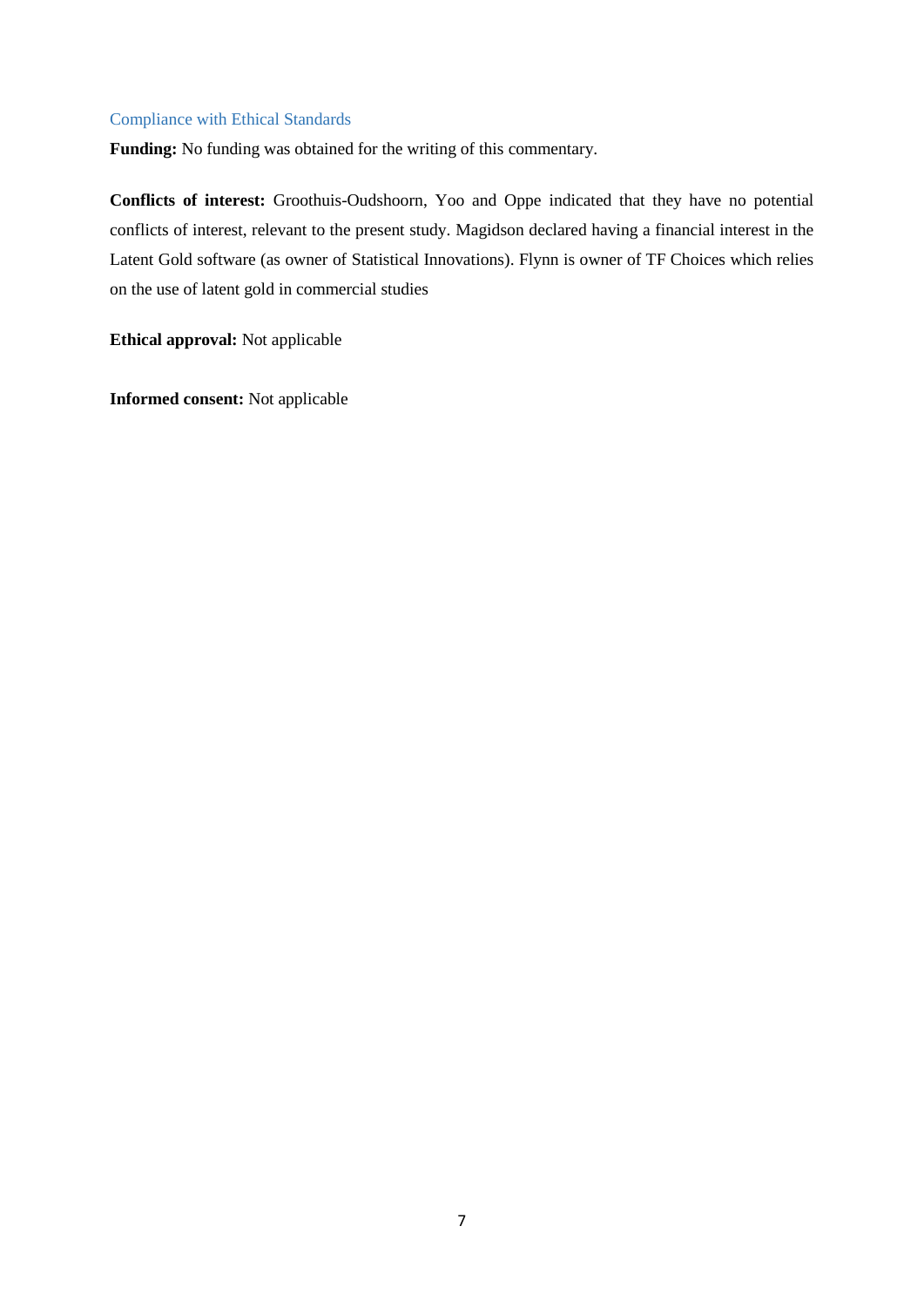## Compliance with Ethical Standards

**Funding:** No funding was obtained for the writing of this commentary.

**Conflicts of interest:** Groothuis-Oudshoorn, Yoo and Oppe indicated that they have no potential conflicts of interest, relevant to the present study. Magidson declared having a financial interest in the Latent Gold software (as owner of Statistical Innovations). Flynn is owner of TF Choices which relies on the use of latent gold in commercial studies

**Ethical approval:** Not applicable

**Informed consent:** Not applicable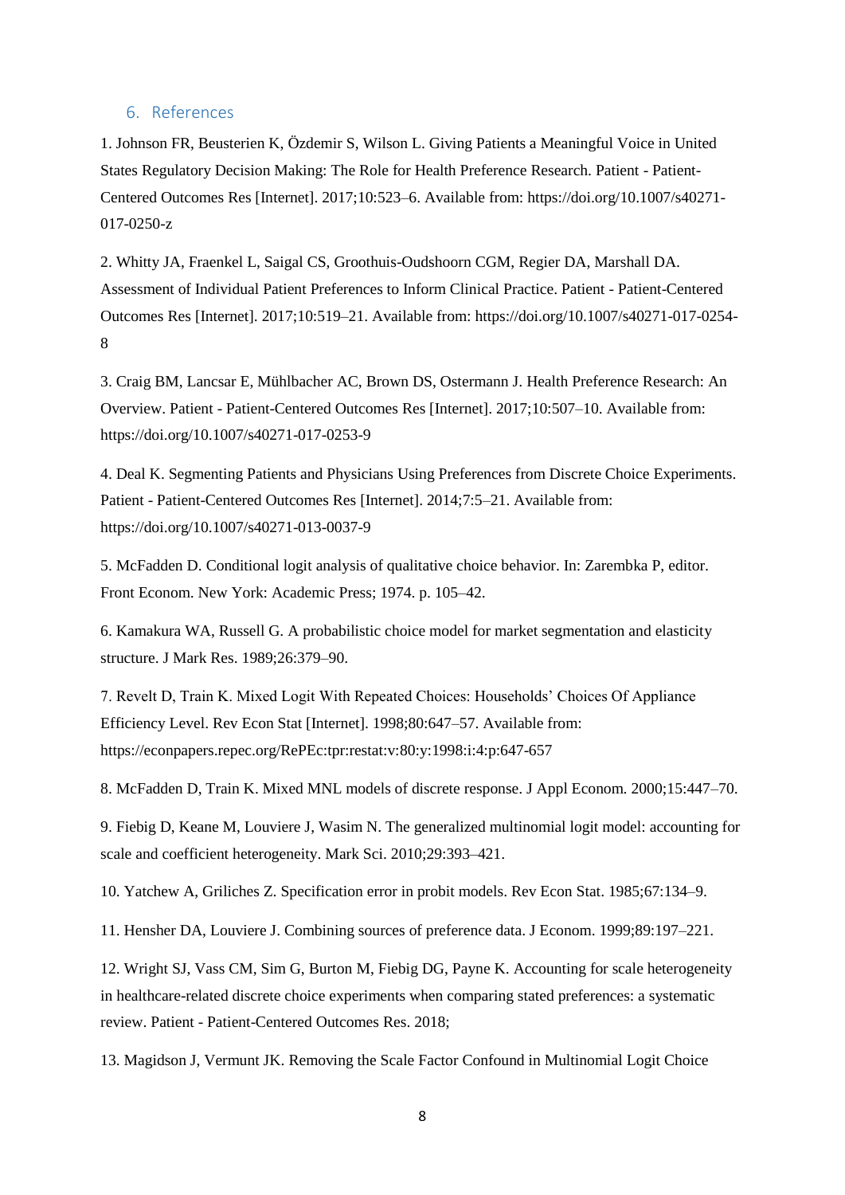## 6. References

1. Johnson FR, Beusterien K, Özdemir S, Wilson L. Giving Patients a Meaningful Voice in United States Regulatory Decision Making: The Role for Health Preference Research. Patient - Patient-Centered Outcomes Res [Internet]. 2017;10:523–6. Available from: https://doi.org/10.1007/s40271-017-0250-z

2. Whitty JA, Fraenkel L, Saigal CS, Groothuis-Oudshoorn CGM, Regier DA, Marshall DA. Assessment of Individual Patient Preferences to Inform Clinical Practice. Patient - Patient-Centered Outcomes Res [Internet]. 2017;10:519–21. Available from: https://doi.org/10.1007/s40271-017-0254-8

3. Craig BM, Lancsar E, Mühlbacher AC, Brown DS, Ostermann J. Health Preference Research: An Overview. Patient - Patient-Centered Outcomes Res [Internet]. 2017;10:507–10. Available from: https://doi.org/10.1007/s40271-017-0253-9

4. Deal K. Segmenting Patients and Physicians Using Preferences from Discrete Choice Experiments. Patient - Patient-Centered Outcomes Res [Internet]. 2014;7:5–21. Available from: https://doi.org/10.1007/s40271-013-0037-9

5. McFadden D. Conditional logit analysis of qualitative choice behavior. In: Zarembka P, editor. Front Econom. New York: Academic Press; 1974. p. 105–42.

6. Kamakura WA, Russell G. A probabilistic choice model for market segmentation and elasticity structure. J Mark Res. 1989;26:379–90.

7. Revelt D, Train K. Mixed Logit With Repeated Choices: Households' Choices Of Appliance Efficiency Level. Rev Econ Stat [Internet]. 1998;80:647–57. Available from: https://econpapers.repec.org/RePEc:tpr:restat:v:80:y:1998:i:4:p:647-657

8. McFadden D, Train K. Mixed MNL models of discrete response. J Appl Econom. 2000;15:447–70.

9. Fiebig D, Keane M, Louviere J, Wasim N. The generalized multinomial logit model: accounting for scale and coefficient heterogeneity. Mark Sci. 2010;29:393–421.

10. Yatchew A, Griliches Z. Specification error in probit models. Rev Econ Stat. 1985;67:134–9.

11. Hensher DA, Louviere J. Combining sources of preference data. J Econom. 1999;89:197–221.

12. Wright SJ, Vass CM, Sim G, Burton M, Fiebig DG, Payne K. Accounting for scale heterogeneity in healthcare-related discrete choice experiments when comparing stated preferences: a systematic review. Patient - Patient-Centered Outcomes Res. 2018;

13. Magidson J, Vermunt JK. Removing the Scale Factor Confound in Multinomial Logit Choice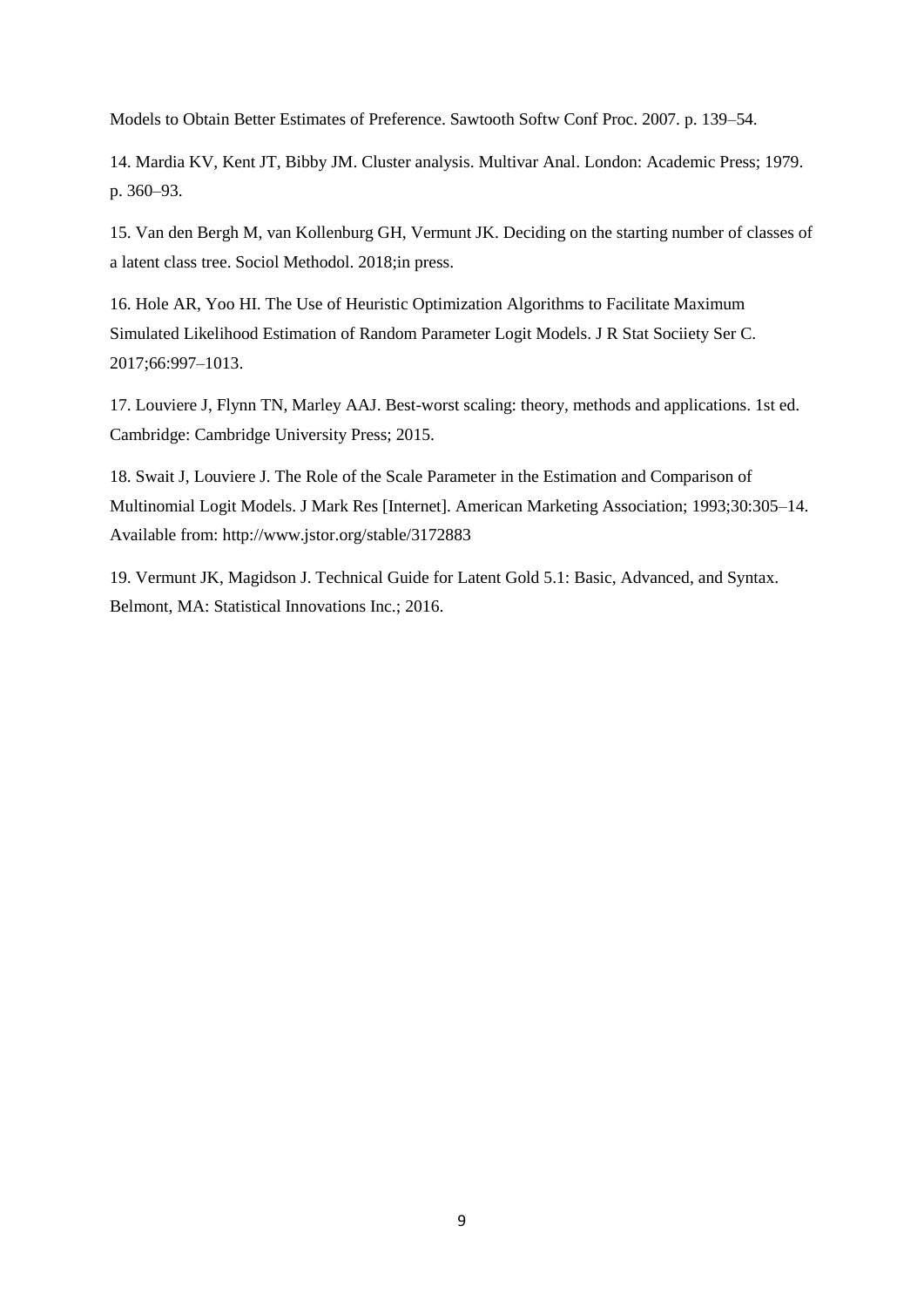Models to Obtain Better Estimates of Preference. Sawtooth Softw Conf Proc. 2007. p. 139–54.

14. Mardia KV, Kent JT, Bibby JM. Cluster analysis. Multivar Anal. London: Academic Press; 1979. p. 360–93.

15. Van den Bergh M, van Kollenburg GH, Vermunt JK. Deciding on the starting number of classes of a latent class tree. Sociol Methodol. 2018;in press.

16. Hole AR, Yoo HI. The Use of Heuristic Optimization Algorithms to Facilitate Maximum Simulated Likelihood Estimation of Random Parameter Logit Models. J R Stat Sociiety Ser C. 2017;66:997–1013.

17. Louviere J, Flynn TN, Marley AAJ. Best-worst scaling: theory, methods and applications. 1st ed. Cambridge: Cambridge University Press; 2015.

18. Swait J, Louviere J. The Role of the Scale Parameter in the Estimation and Comparison of Multinomial Logit Models. J Mark Res [Internet]. American Marketing Association; 1993;30:305–14. Available from: http://www.jstor.org/stable/3172883

19. Vermunt JK, Magidson J. Technical Guide for Latent Gold 5.1: Basic, Advanced, and Syntax. Belmont, MA: Statistical Innovations Inc.; 2016.